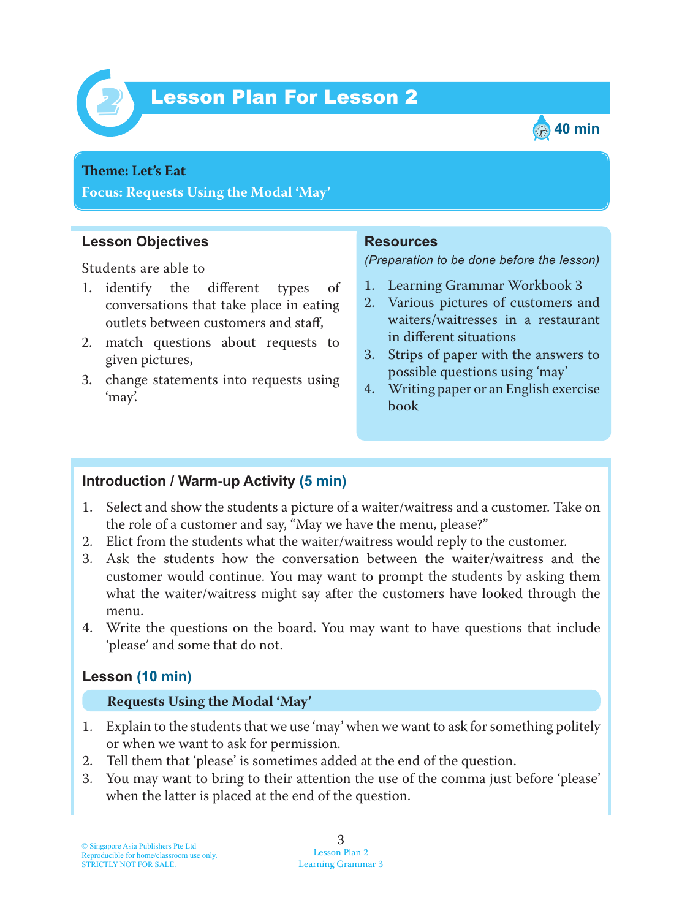# Lesson Plan For Lesson 2

40 min

**Theme: Let's Eat**
**Focus: Requests Using the Modal 'May'**

## Lesson Objectives

Students are able to

1. identify the different types of conversations that take place in eating outlets between customers and staff,
2. match questions about requests to given pictures,
3. change statements into requests using 'may'.

## Resources

*(Preparation to be done before the lesson)*

1. Learning Grammar Workbook 3
2. Various pictures of customers and waiters/waitresses in a restaurant in different situations
3. Strips of paper with the answers to possible questions using 'may'
4. Writing paper or an English exercise book

## Introduction / Warm-up Activity (5 min)

1. Select and show the students a picture of a waiter/waitress and a customer. Take on the role of a customer and say, "May we have the menu, please?"
2. Elict from the students what the waiter/waitress would reply to the customer.
3. Ask the students how the conversation between the waiter/waitress and the customer would continue. You may want to prompt the students by asking them what the waiter/waitress might say after the customers have looked through the menu.
4. Write the questions on the board. You may want to have questions that include 'please' and some that do not.

## Lesson (10 min)

### Requests Using the Modal 'May'

1. Explain to the students that we use 'may' when we want to ask for something politely or when we want to ask for permission.
2. Tell them that 'please' is sometimes added at the end of the question.
3. You may want to bring to their attention the use of the comma just before 'please' when the latter is placed at the end of the question.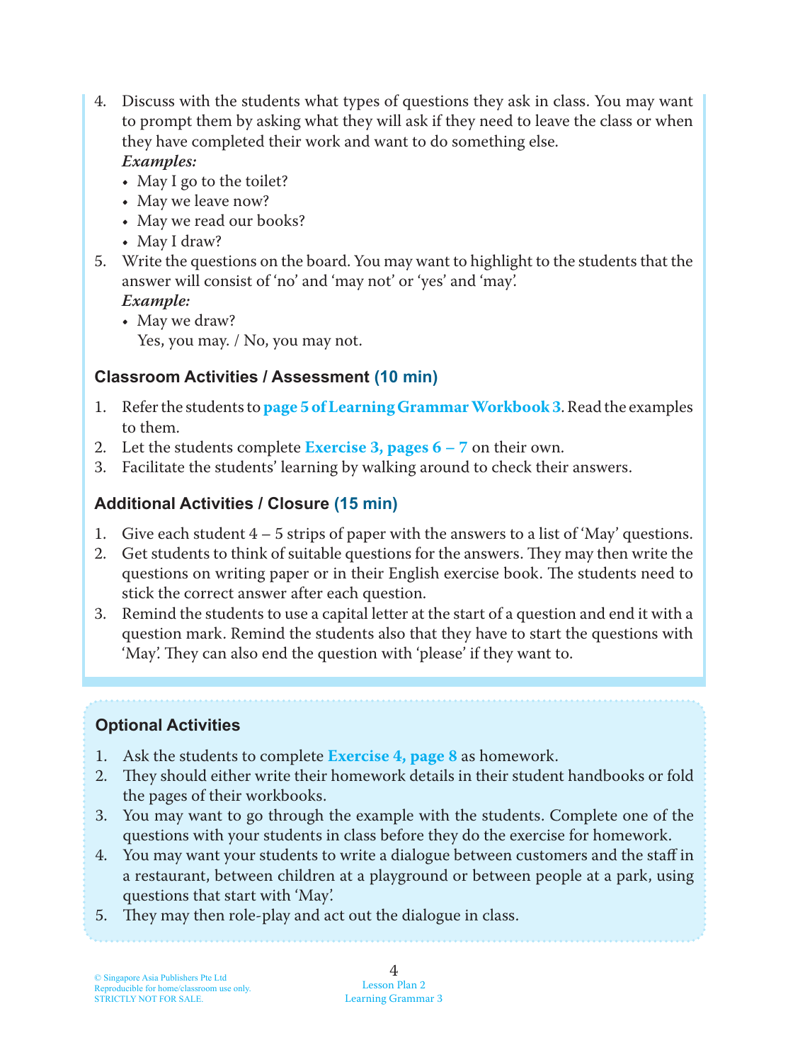4. Discuss with the students what types of questions they ask in class. You may want to prompt them by asking what they will ask if they need to leave the class or when they have completed their work and want to do something else.
   ***Examples:***
   - May I go to the toilet?
   - May we leave now?
   - May we read our books?
   - May I draw?
5. Write the questions on the board. You may want to highlight to the students that the answer will consist of 'no' and 'may not' or 'yes' and 'may'.
   ***Example:***
   - May we draw?
     Yes, you may. / No, you may not.

### Classroom Activities / Assessment (10 min)

1. Refer the students to **page 5 of Learning Grammar Workbook 3**. Read the examples to them.
2. Let the students complete **Exercise 3, pages 6 – 7** on their own.
3. Facilitate the students' learning by walking around to check their answers.

### Additional Activities / Closure (15 min)

1. Give each student 4 – 5 strips of paper with the answers to a list of 'May' questions.
2. Get students to think of suitable questions for the answers. They may then write the questions on writing paper or in their English exercise book. The students need to stick the correct answer after each question.
3. Remind the students to use a capital letter at the start of a question and end it with a question mark. Remind the students also that they have to start the questions with 'May'. They can also end the question with 'please' if they want to.

### Optional Activities

1. Ask the students to complete **Exercise 4, page 8** as homework.
2. They should either write their homework details in their student handbooks or fold the pages of their workbooks.
3. You may want to go through the example with the students. Complete one of the questions with your students in class before they do the exercise for homework.
4. You may want your students to write a dialogue between customers and the staff in a restaurant, between children at a playground or between people at a park, using questions that start with 'May'.
5. They may then role-play and act out the dialogue in class.

© Singapore Asia Publishers Pte Ltd
Reproducible for home/classroom use only.
STRICTLY NOT FOR SALE.

Lesson Plan 2
Learning Grammar 3